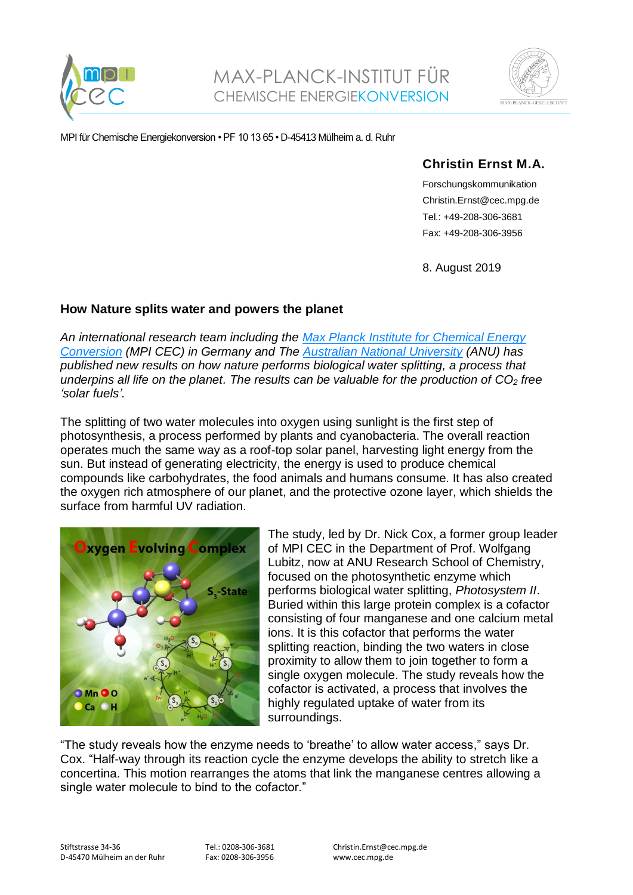MAX-PLANCK-INSTITUT FÜR
CHEMISCHE ENERGIEKONVERSION

MPI für Chemische Energiekonversion • PF 10 13 65 • D-45413 Mülheim a. d. Ruhr

**Christin Ernst M.A.**

Forschungskommunikation
Christin.Ernst@cec.mpg.de
Tel.: +49-208-306-3681
Fax: +49-208-306-3956

8. August 2019

## How Nature splits water and powers the planet

*An international research team including the [Max Planck Institute for Chemical Energy Conversion](https://www.cec.mpg.de) (MPI CEC) in Germany and The [Australian National University](https://www.anu.edu.au) (ANU) has published new results on how nature performs biological water splitting, a process that underpins all life on the planet. The results can be valuable for the production of $CO_2$ free 'solar fuels'.*

The splitting of two water molecules into oxygen using sunlight is the first step of photosynthesis, a process performed by plants and cyanobacteria. The overall reaction operates much the same way as a roof-top solar panel, harvesting light energy from the sun. But instead of generating electricity, the energy is used to produce chemical compounds like carbohydrates, the food animals and humans consume. It has also created the oxygen rich atmosphere of our planet, and the protective ozone layer, which shields the surface from harmful UV radiation.

The study, led by Dr. Nick Cox, a former group leader of MPI CEC in the Department of Prof. Wolfgang Lubitz, now at ANU Research School of Chemistry, focused on the photosynthetic enzyme which performs biological water splitting, *Photosystem II*. Buried within this large protein complex is a cofactor consisting of four manganese and one calcium metal ions. It is this cofactor that performs the water splitting reaction, binding the two waters in close proximity to allow them to join together to form a single oxygen molecule. The study reveals how the cofactor is activated, a process that involves the highly regulated uptake of water from its surroundings.

"The study reveals how the enzyme needs to 'breathe' to allow water access," says Dr. Cox. "Half-way through its reaction cycle the enzyme develops the ability to stretch like a concertina. This motion rearranges the atoms that link the manganese centres allowing a single water molecule to bind to the cofactor."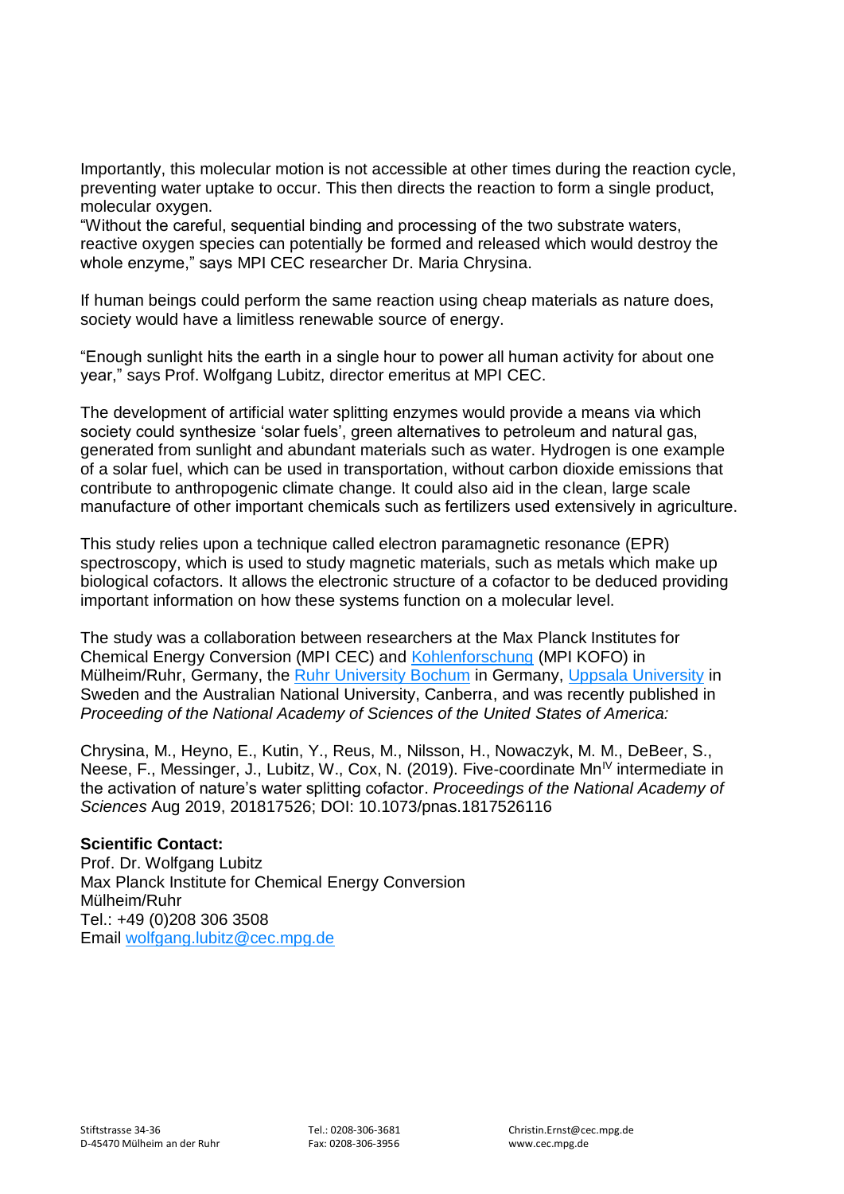Importantly, this molecular motion is not accessible at other times during the reaction cycle, preventing water uptake to occur. This then directs the reaction to form a single product, molecular oxygen.
"Without the careful, sequential binding and processing of the two substrate waters, reactive oxygen species can potentially be formed and released which would destroy the whole enzyme," says MPI CEC researcher Dr. Maria Chrysina.

If human beings could perform the same reaction using cheap materials as nature does, society would have a limitless renewable source of energy.

"Enough sunlight hits the earth in a single hour to power all human activity for about one year," says Prof. Wolfgang Lubitz, director emeritus at MPI CEC.

The development of artificial water splitting enzymes would provide a means via which society could synthesize 'solar fuels', green alternatives to petroleum and natural gas, generated from sunlight and abundant materials such as water. Hydrogen is one example of a solar fuel, which can be used in transportation, without carbon dioxide emissions that contribute to anthropogenic climate change. It could also aid in the clean, large scale manufacture of other important chemicals such as fertilizers used extensively in agriculture.

This study relies upon a technique called electron paramagnetic resonance (EPR) spectroscopy, which is used to study magnetic materials, such as metals which make up biological cofactors. It allows the electronic structure of a cofactor to be deduced providing important information on how these systems function on a molecular level.

The study was a collaboration between researchers at the Max Planck Institutes for Chemical Energy Conversion (MPI CEC) and Kohlenforschung (MPI KOFO) in Mülheim/Ruhr, Germany, the Ruhr University Bochum in Germany, Uppsala University in Sweden and the Australian National University, Canberra, and was recently published in *Proceeding of the National Academy of Sciences of the United States of America:*

Chrysina, M., Heyno, E., Kutin, Y., Reus, M., Nilsson, H., Nowaczyk, M. M., DeBeer, S., Neese, F., Messinger, J., Lubitz, W., Cox, N. (2019). Five-coordinate $Mn^{IV}$ intermediate in the activation of nature's water splitting cofactor. *Proceedings of the National Academy of Sciences* Aug 2019, 201817526; DOI: 10.1073/pnas.1817526116

**Scientific Contact:**
Prof. Dr. Wolfgang Lubitz
Max Planck Institute for Chemical Energy Conversion
Mülheim/Ruhr
Tel.: +49 (0)208 306 3508
Email wolfgang.lubitz@cec.mpg.de